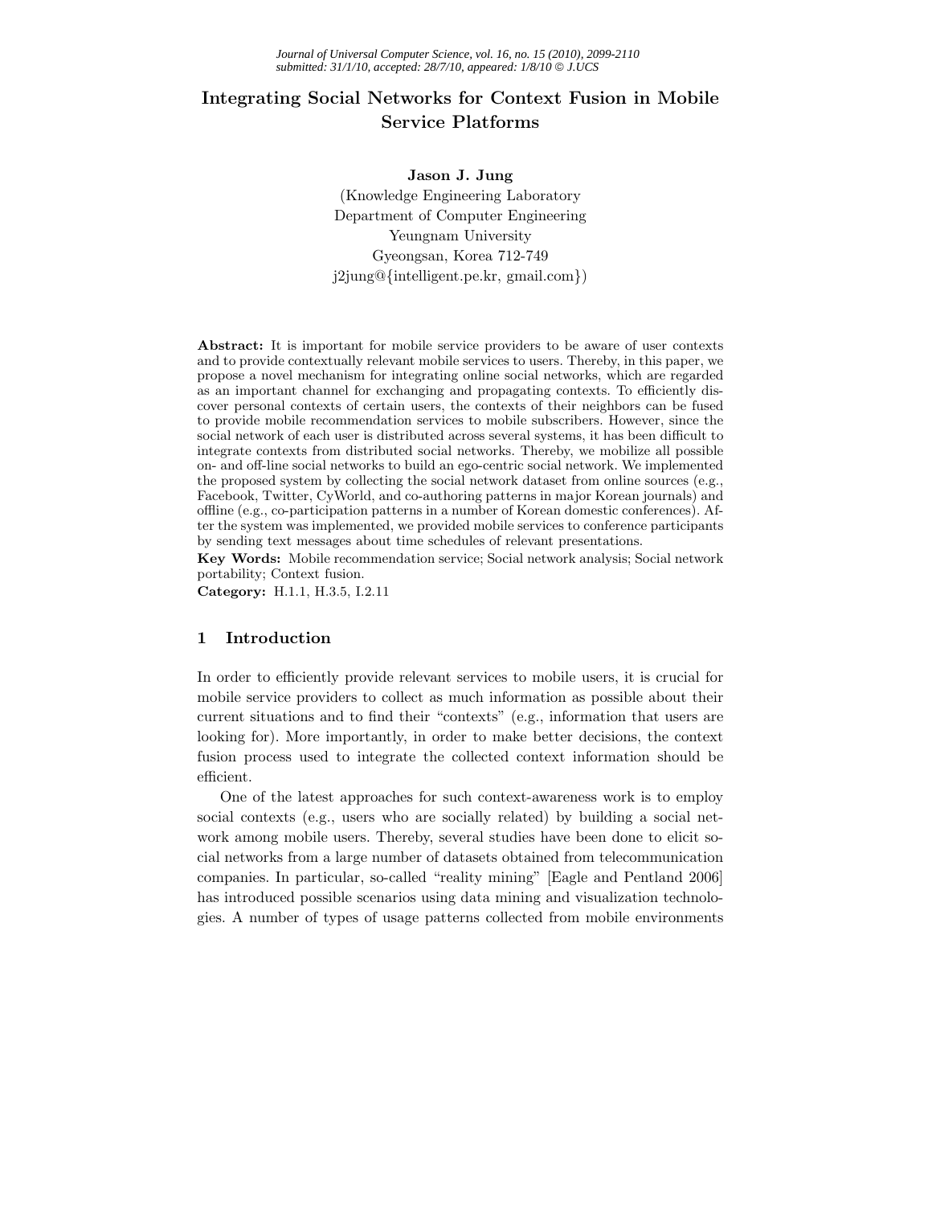# Integrating Social Networks for Context Fusion in Mobile Service Platforms

**Jason J. Jung**

(Knowledge Engineering Laboratory
Department of Computer Engineering
Yeungnam University
Gyeongsan, Korea 712-749
j2jung@{intelligent.pe.kr, gmail.com})

**Abstract:** It is important for mobile service providers to be aware of user contexts and to provide contextually relevant mobile services to users. Thereby, in this paper, we propose a novel mechanism for integrating online social networks, which are regarded as an important channel for exchanging and propagating contexts. To efficiently discover personal contexts of certain users, the contexts of their neighbors can be fused to provide mobile recommendation services to mobile subscribers. However, since the social network of each user is distributed across several systems, it has been difficult to integrate contexts from distributed social networks. Thereby, we mobilize all possible on- and off-line social networks to build an ego-centric social network. We implemented the proposed system by collecting the social network dataset from online sources (e.g., Facebook, Twitter, CyWorld, and co-authoring patterns in major Korean journals) and offline (e.g., co-participation patterns in a number of Korean domestic conferences). After the system was implemented, we provided mobile services to conference participants by sending text messages about time schedules of relevant presentations.

**Key Words:** Mobile recommendation service; Social network analysis; Social network portability; Context fusion.

**Category:** H.1.1, H.3.5, I.2.11

## 1 Introduction

In order to efficiently provide relevant services to mobile users, it is crucial for mobile service providers to collect as much information as possible about their current situations and to find their "contexts" (e.g., information that users are looking for). More importantly, in order to make better decisions, the context fusion process used to integrate the collected context information should be efficient.

One of the latest approaches for such context-awareness work is to employ social contexts (e.g., users who are socially related) by building a social network among mobile users. Thereby, several studies have been done to elicit social networks from a large number of datasets obtained from telecommunication companies. In particular, so-called "reality mining" [Eagle and Pentland 2006] has introduced possible scenarios using data mining and visualization technologies. A number of types of usage patterns collected from mobile environments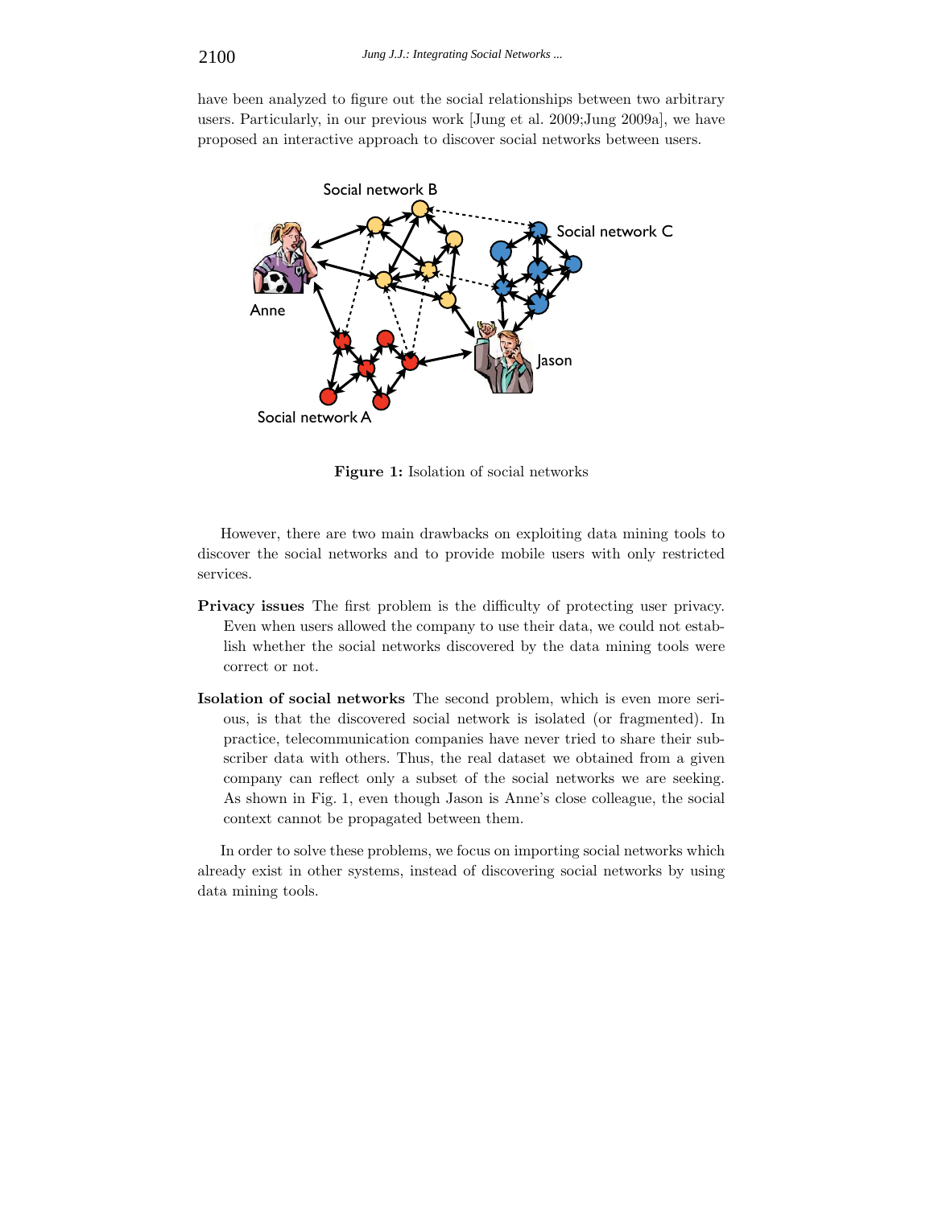have been analyzed to figure out the social relationships between two arbitrary users. Particularly, in our previous work [Jung et al. 2009;Jung 2009a], we have proposed an interactive approach to discover social networks between users.

**Figure 1:** Isolation of social networks

However, there are two main drawbacks on exploiting data mining tools to discover the social networks and to provide mobile users with only restricted services.

**Privacy issues** The first problem is the difficulty of protecting user privacy. Even when users allowed the company to use their data, we could not establish whether the social networks discovered by the data mining tools were correct or not.

**Isolation of social networks** The second problem, which is even more serious, is that the discovered social network is isolated (or fragmented). In practice, telecommunication companies have never tried to share their subscriber data with others. Thus, the real dataset we obtained from a given company can reflect only a subset of the social networks we are seeking. As shown in Fig. 1, even though Jason is Anne's close colleague, the social context cannot be propagated between them.

In order to solve these problems, we focus on importing social networks which already exist in other systems, instead of discovering social networks by using data mining tools.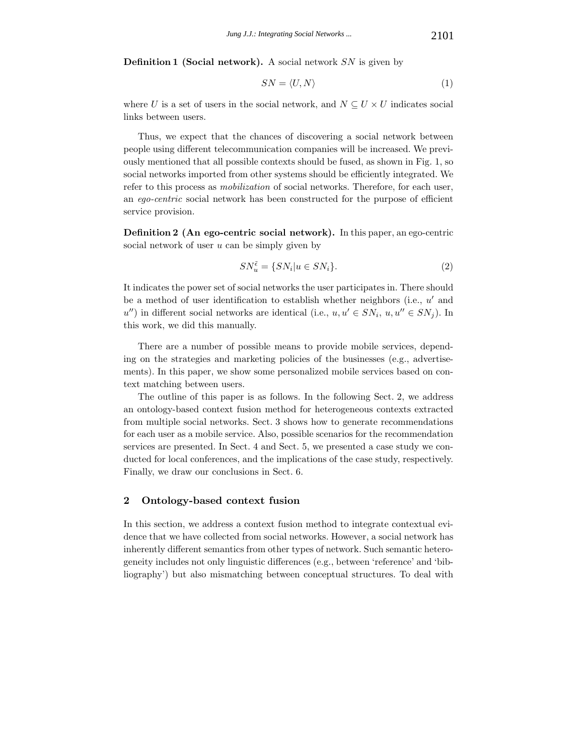**Definition 1 (Social network).** A social network $SN$ is given by

$$SN = \langle U, N \rangle \tag{1}$$

where $U$ is a set of users in the social network, and $N \subseteq U \times U$ indicates social links between users.

Thus, we expect that the chances of discovering a social network between people using different telecommunication companies will be increased. We previously mentioned that all possible contexts should be fused, as shown in Fig. 1, so social networks imported from other systems should be efficiently integrated. We refer to this process as *mobilization* of social networks. Therefore, for each user, an *ego-centric* social network has been constructed for the purpose of efficient service provision.

**Definition 2 (An ego-centric social network).** In this paper, an ego-centric social network of user $u$ can be simply given by

$$SN_u^{\bar{\epsilon}} = \{SN_i | u \in SN_i\}. \tag{2}$$

It indicates the power set of social networks the user participates in. There should be a method of user identification to establish whether neighbors (i.e., $u'$ and $u''$) in different social networks are identical (i.e., $u, u' \in SN_i$, $u, u'' \in SN_j$). In this work, we did this manually.

There are a number of possible means to provide mobile services, depending on the strategies and marketing policies of the businesses (e.g., advertisements). In this paper, we show some personalized mobile services based on context matching between users.

The outline of this paper is as follows. In the following Sect. 2, we address an ontology-based context fusion method for heterogeneous contexts extracted from multiple social networks. Sect. 3 shows how to generate recommendations for each user as a mobile service. Also, possible scenarios for the recommendation services are presented. In Sect. 4 and Sect. 5, we presented a case study we conducted for local conferences, and the implications of the case study, respectively. Finally, we draw our conclusions in Sect. 6.

## 2 Ontology-based context fusion

In this section, we address a context fusion method to integrate contextual evidence that we have collected from social networks. However, a social network has inherently different semantics from other types of network. Such semantic heterogeneity includes not only linguistic differences (e.g., between 'reference' and 'bibliography') but also mismatching between conceptual structures. To deal with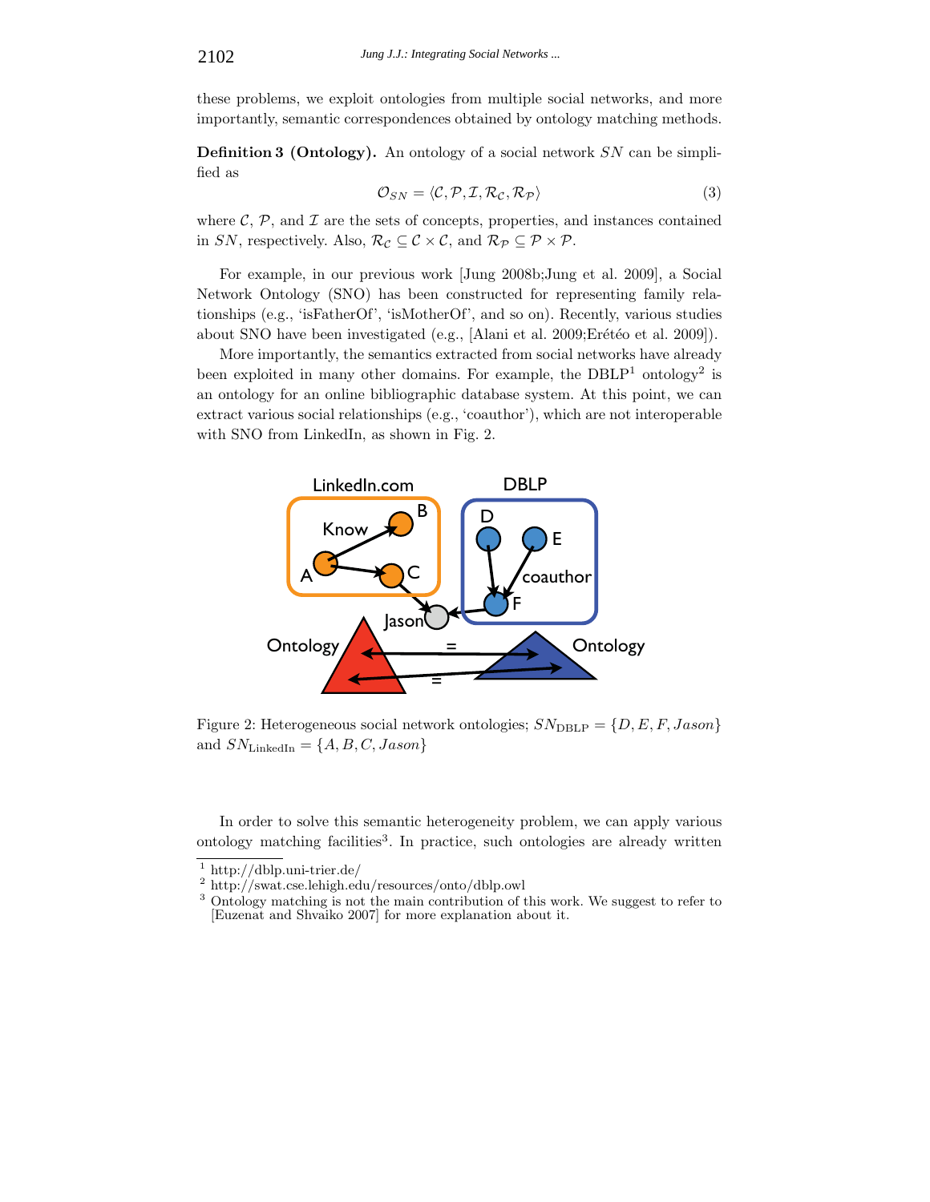these problems, we exploit ontologies from multiple social networks, and more importantly, semantic correspondences obtained by ontology matching methods.

**Definition 3 (Ontology).** An ontology of a social network $SN$ can be simplified as

$$\mathcal{O}_{SN} = \langle \mathcal{C}, \mathcal{P}, \mathcal{I}, \mathcal{R}_{\mathcal{C}}, \mathcal{R}_{\mathcal{P}} \rangle \tag{3}$$

where $\mathcal{C}$, $\mathcal{P}$, and $\mathcal{I}$ are the sets of concepts, properties, and instances contained in $SN$, respectively. Also, $\mathcal{R}_{\mathcal{C}} \subseteq \mathcal{C} \times \mathcal{C}$, and $\mathcal{R}_{\mathcal{P}} \subseteq \mathcal{P} \times \mathcal{P}$.

For example, in our previous work [Jung 2008b;Jung et al. 2009], a Social Network Ontology (SNO) has been constructed for representing family relationships (e.g., 'isFatherOf', 'isMotherOf', and so on). Recently, various studies about SNO have been investigated (e.g., [Alani et al. 2009;Erétéo et al. 2009]).

More importantly, the semantics extracted from social networks have already been exploited in many other domains. For example, the DBLP[1] ontology[2] is an ontology for an online bibliographic database system. At this point, we can extract various social relationships (e.g., 'coauthor'), which are not interoperable with SNO from LinkedIn, as shown in Fig. 2.

Figure 2: Heterogeneous social network ontologies; $SN_{\text{DBLP}} = \{D, E, F, Jason\}$ and $SN_{\text{LinkedIn}} = \{A, B, C, Jason\}$

In order to solve this semantic heterogeneity problem, we can apply various ontology matching facilities[3]. In practice, such ontologies are already written

[1] http://dblp.uni-trier.de/

[2] http://swat.cse.lehigh.edu/resources/onto/dblp.owl

[3] Ontology matching is not the main contribution of this work. We suggest to refer to [Euzenat and Shvaiko 2007] for more explanation about it.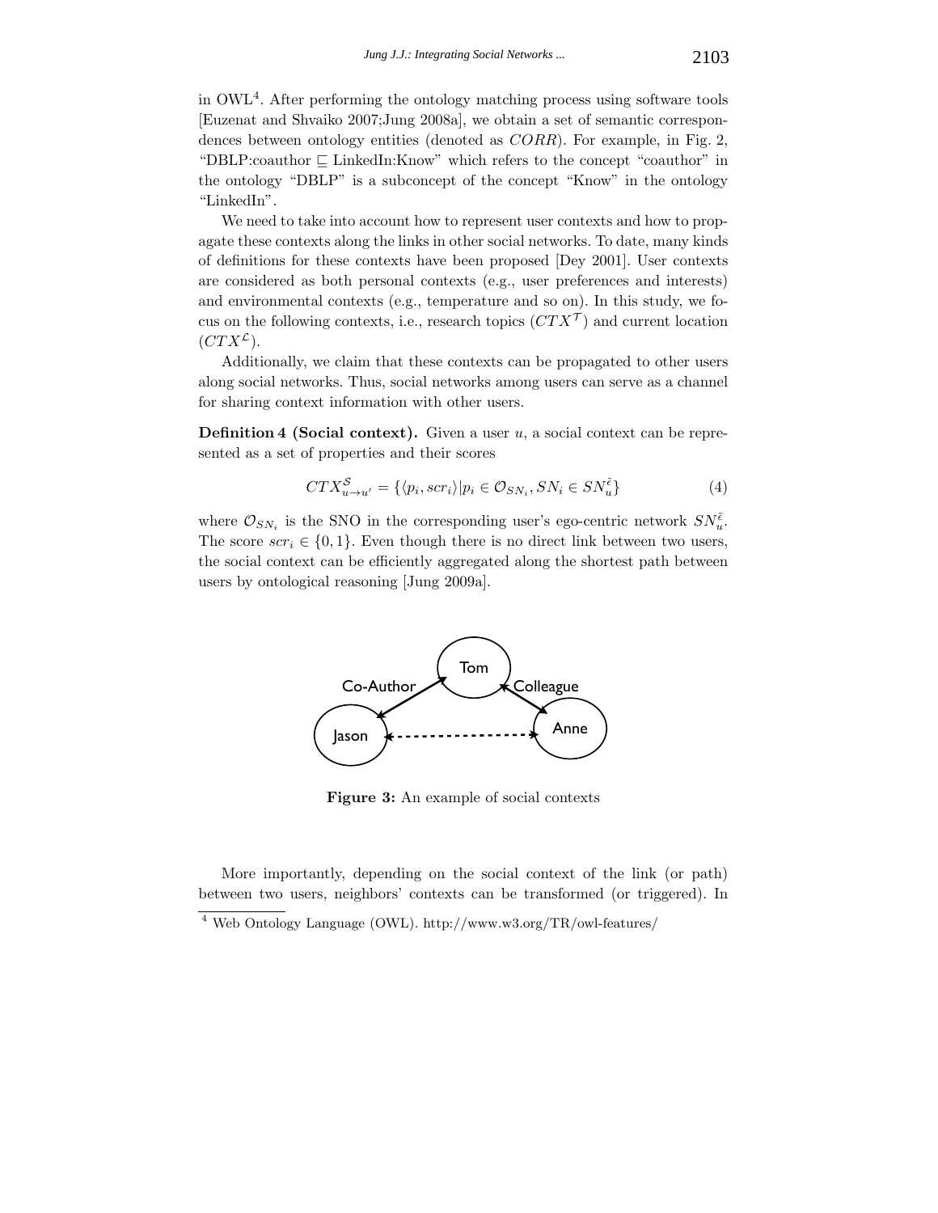in OWL[4]. After performing the ontology matching process using software tools [Euzenat and Shvaiko 2007;Jung 2008a], we obtain a set of semantic correspondences between ontology entities (denoted as $CORR$). For example, in Fig. 2, "DBLP:coauthor $\sqsubseteq$ LinkedIn:Know" which refers to the concept "coauthor" in the ontology "DBLP" is a subconcept of the concept "Know" in the ontology "LinkedIn".

We need to take into account how to represent user contexts and how to propagate these contexts along the links in other social networks. To date, many kinds of definitions for these contexts have been proposed [Dey 2001]. User contexts are considered as both personal contexts (e.g., user preferences and interests) and environmental contexts (e.g., temperature and so on). In this study, we focus on the following contexts, i.e., research topics ($CTX^{\mathcal{T}}$) and current location ($CTX^{\mathcal{L}}$).

Additionally, we claim that these contexts can be propagated to other users along social networks. Thus, social networks among users can serve as a channel for sharing context information with other users.

**Definition 4 (Social context).** Given a user $u$, a social context can be represented as a set of properties and their scores

$$CTX^{\mathcal{S}}_{u \to u'} = \{\langle p_i, scr_i \rangle | p_i \in \mathcal{O}_{SN_i}, SN_i \in SN^{\tilde{\epsilon}}_u\} \tag{4}$$

where $\mathcal{O}_{SN_i}$ is the SNO in the corresponding user's ego-centric network $SN^{\tilde{\epsilon}}_u$. The score $scr_i \in \{0, 1\}$. Even though there is no direct link between two users, the social context can be efficiently aggregated along the shortest path between users by ontological reasoning [Jung 2009a].

**Figure 3:** An example of social contexts

More importantly, depending on the social context of the link (or path) between two users, neighbors' contexts can be transformed (or triggered). In

[4] Web Ontology Language (OWL). http://www.w3.org/TR/owl-features/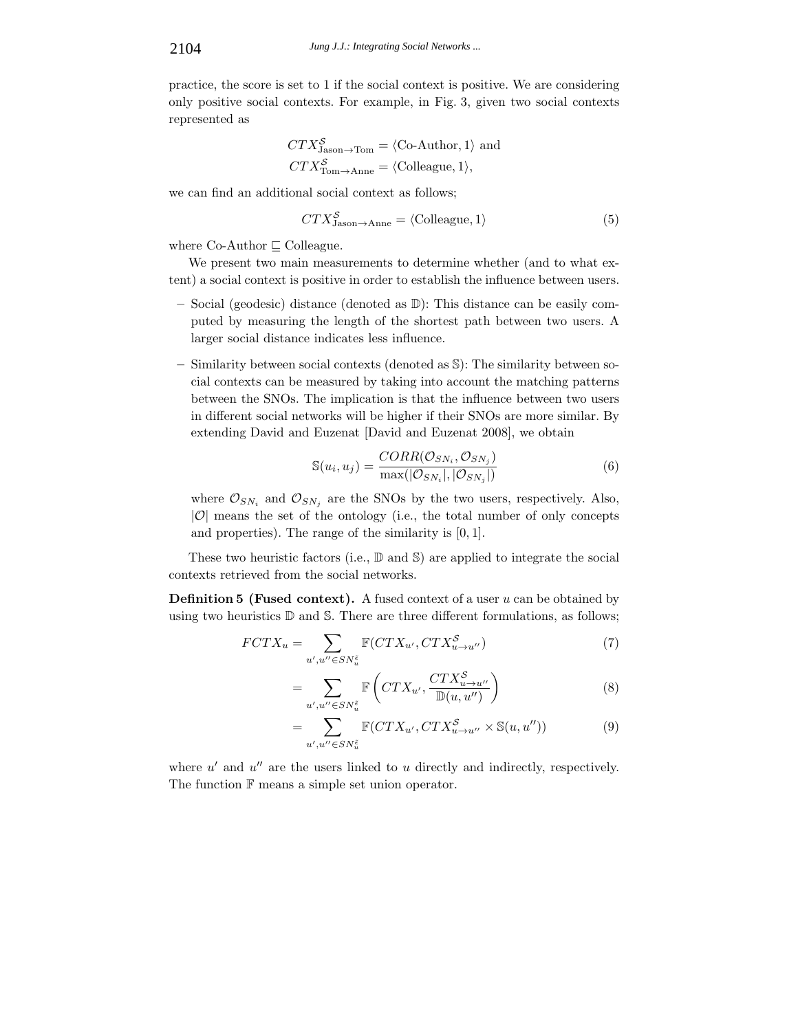practice, the score is set to 1 if the social context is positive. We are considering only positive social contexts. For example, in Fig. 3, given two social contexts represented as

$$CTX^{\mathcal{S}}_{\text{Jason}\rightarrow\text{Tom}} = \langle \text{Co-Author}, 1\rangle \text{ and}$$
$$CTX^{\mathcal{S}}_{\text{Tom}\rightarrow\text{Anne}} = \langle \text{Colleague}, 1\rangle,$$

we can find an additional social context as follows;

$$CTX^{\mathcal{S}}_{\text{Jason}\rightarrow\text{Anne}} = \langle \text{Colleague}, 1\rangle \tag{5}$$

where Co-Author $\sqsubseteq$ Colleague.

We present two main measurements to determine whether (and to what extent) a social context is positive in order to establish the influence between users.

- Social (geodesic) distance (denoted as $\mathbb{D}$): This distance can be easily computed by measuring the length of the shortest path between two users. A larger social distance indicates less influence.
- Similarity between social contexts (denoted as $\mathbb{S}$): The similarity between social contexts can be measured by taking into account the matching patterns between the SNOs. The implication is that the influence between two users in different social networks will be higher if their SNOs are more similar. By extending David and Euzenat [David and Euzenat 2008], we obtain

$$\mathbb{S}(u_i, u_j) = \frac{CORR(\mathcal{O}_{SN_i}, \mathcal{O}_{SN_j})}{\max(|\mathcal{O}_{SN_i}|, |\mathcal{O}_{SN_j}|)} \tag{6}$$

where $\mathcal{O}_{SN_i}$ and $\mathcal{O}_{SN_j}$ are the SNOs by the two users, respectively. Also, $|\mathcal{O}|$ means the set of the ontology (i.e., the total number of only concepts and properties). The range of the similarity is $[0, 1]$.

These two heuristic factors (i.e., $\mathbb{D}$ and $\mathbb{S}$) are applied to integrate the social contexts retrieved from the social networks.

**Definition 5 (Fused context).** A fused context of a user $u$ can be obtained by using two heuristics $\mathbb{D}$ and $\mathbb{S}$. There are three different formulations, as follows;

$$FCTX_u = \sum_{u', u'' \in SN^{\varepsilon}_u} \mathbb{F}(CTX_{u'}, CTX^{\mathcal{S}}_{u\rightarrow u''}) \tag{7}$$

$$= \sum_{u', u'' \in SN^{\varepsilon}_u} \mathbb{F}\left(CTX_{u'}, \frac{CTX^{\mathcal{S}}_{u\rightarrow u''}}{\mathbb{D}(u, u'')}\right) \tag{8}$$

$$= \sum_{u', u'' \in SN^{\varepsilon}_u} \mathbb{F}(CTX_{u'}, CTX^{\mathcal{S}}_{u\rightarrow u''} \times \mathbb{S}(u, u'')) \tag{9}$$

where $u'$ and $u''$ are the users linked to $u$ directly and indirectly, respectively. The function $\mathbb{F}$ means a simple set union operator.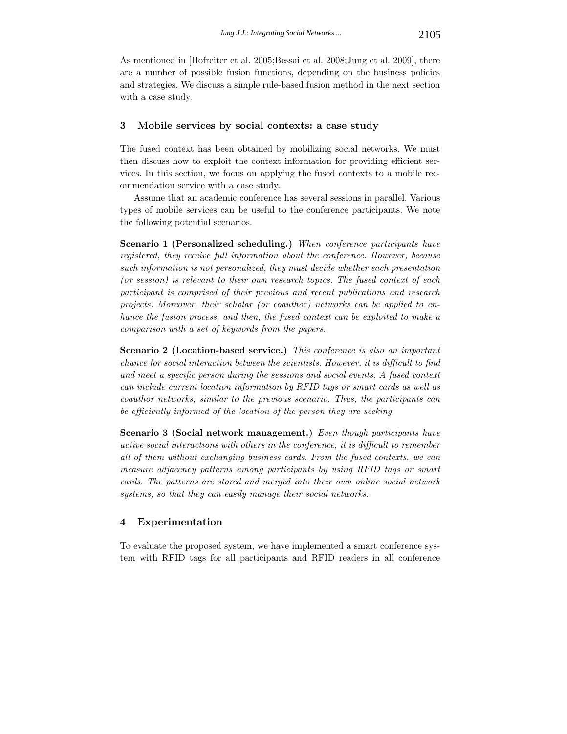As mentioned in [Hofreiter et al. 2005;Bessai et al. 2008;Jung et al. 2009], there are a number of possible fusion functions, depending on the business policies and strategies. We discuss a simple rule-based fusion method in the next section with a case study.

## 3 Mobile services by social contexts: a case study

The fused context has been obtained by mobilizing social networks. We must then discuss how to exploit the context information for providing efficient services. In this section, we focus on applying the fused contexts to a mobile recommendation service with a case study.

Assume that an academic conference has several sessions in parallel. Various types of mobile services can be useful to the conference participants. We note the following potential scenarios.

**Scenario 1 (Personalized scheduling.)** *When conference participants have registered, they receive full information about the conference. However, because such information is not personalized, they must decide whether each presentation (or session) is relevant to their own research topics. The fused context of each participant is comprised of their previous and recent publications and research projects. Moreover, their scholar (or coauthor) networks can be applied to enhance the fusion process, and then, the fused context can be exploited to make a comparison with a set of keywords from the papers.*

**Scenario 2 (Location-based service.)** *This conference is also an important chance for social interaction between the scientists. However, it is difficult to find and meet a specific person during the sessions and social events. A fused context can include current location information by RFID tags or smart cards as well as coauthor networks, similar to the previous scenario. Thus, the participants can be efficiently informed of the location of the person they are seeking.*

**Scenario 3 (Social network management.)** *Even though participants have active social interactions with others in the conference, it is difficult to remember all of them without exchanging business cards. From the fused contexts, we can measure adjacency patterns among participants by using RFID tags or smart cards. The patterns are stored and merged into their own online social network systems, so that they can easily manage their social networks.*

## 4 Experimentation

To evaluate the proposed system, we have implemented a smart conference system with RFID tags for all participants and RFID readers in all conference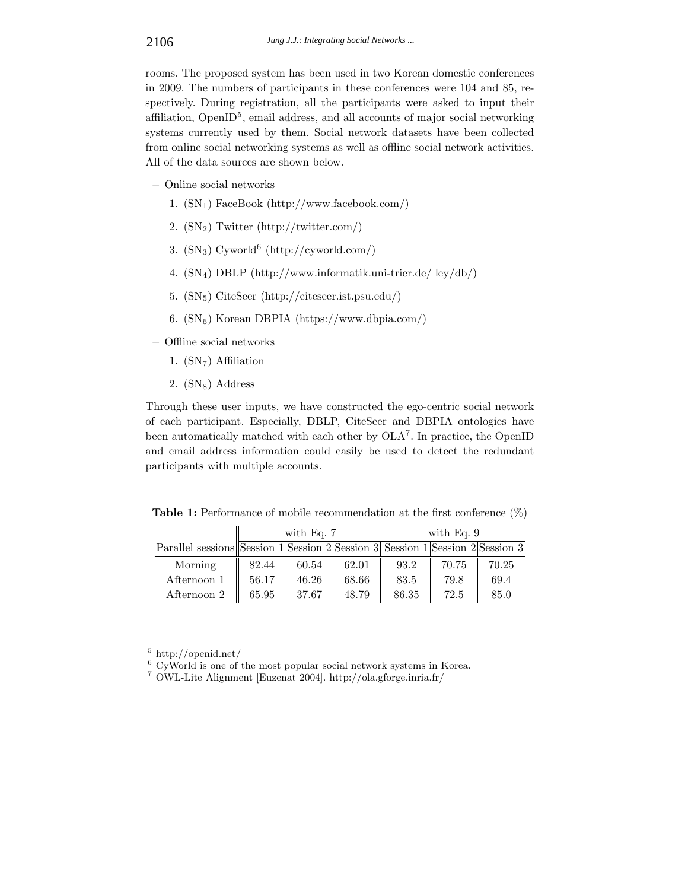rooms. The proposed system has been used in two Korean domestic conferences in 2009. The numbers of participants in these conferences were 104 and 85, respectively. During registration, all the participants were asked to input their affiliation, OpenID[5], email address, and all accounts of major social networking systems currently used by them. Social network datasets have been collected from online social networking systems as well as offline social network activities. All of the data sources are shown below.

- Online social networks
  1. ($SN_1$) FaceBook (http://www.facebook.com/)
  2. ($SN_2$) Twitter (http://twitter.com/)
  3. ($SN_3$) Cyworld[6] (http://cyworld.com/)
  4. ($SN_4$) DBLP (http://www.informatik.uni-trier.de/ ley/db/)
  5. ($SN_5$) CiteSeer (http://citeseer.ist.psu.edu/)
  6. ($SN_6$) Korean DBPIA (https://www.dbpia.com/)
- Offline social networks
  1. ($SN_7$) Affiliation
  2. ($SN_8$) Address

Through these user inputs, we have constructed the ego-centric social network of each participant. Especially, DBLP, CiteSeer and DBPIA ontologies have been automatically matched with each other by OLA[7]. In practice, the OpenID and email address information could easily be used to detect the redundant participants with multiple accounts.

**Table 1:** Performance of mobile recommendation at the first conference (%)

| | with Eq. 7 | | | with Eq. 9 | | |
|---|---|---|---|---|---|---|
| Parallel sessions | Session 1 | Session 2 | Session 3 | Session 1 | Session 2 | Session 3 |
| Morning | 82.44 | 60.54 | 62.01 | 93.2 | 70.75 | 70.25 |
| Afternoon 1 | 56.17 | 46.26 | 68.66 | 83.5 | 79.8 | 69.4 |
| Afternoon 2 | 65.95 | 37.67 | 48.79 | 86.35 | 72.5 | 85.0 |

[5] http://openid.net/
[6] CyWorld is one of the most popular social network systems in Korea.
[7] OWL-Lite Alignment [Euzenat 2004]. http://ola.gforge.inria.fr/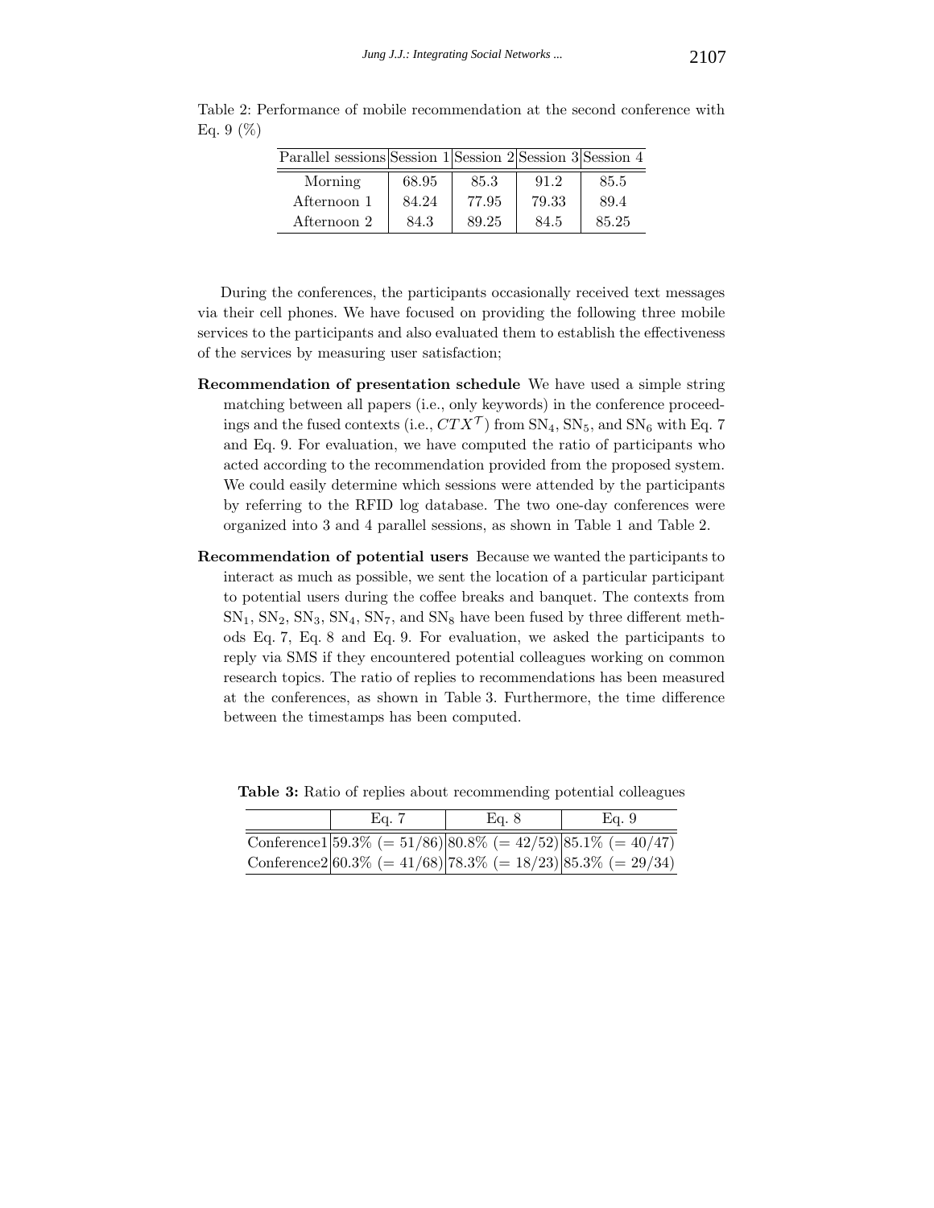Table 2: Performance of mobile recommendation at the second conference with Eq. 9 (%)

| Parallel sessions | Session 1 | Session 2 | Session 3 | Session 4 |
| --- | --- | --- | --- | --- |
| Morning | 68.95 | 85.3 | 91.2 | 85.5 |
| Afternoon 1 | 84.24 | 77.95 | 79.33 | 89.4 |
| Afternoon 2 | 84.3 | 89.25 | 84.5 | 85.25 |

During the conferences, the participants occasionally received text messages via their cell phones. We have focused on providing the following three mobile services to the participants and also evaluated them to establish the effectiveness of the services by measuring user satisfaction;

**Recommendation of presentation schedule** We have used a simple string matching between all papers (i.e., only keywords) in the conference proceedings and the fused contexts (i.e., $CTX^{\mathcal{T}}$) from $\mathrm{SN}_4$, $\mathrm{SN}_5$, and $\mathrm{SN}_6$ with Eq. 7 and Eq. 9. For evaluation, we have computed the ratio of participants who acted according to the recommendation provided from the proposed system. We could easily determine which sessions were attended by the participants by referring to the RFID log database. The two one-day conferences were organized into 3 and 4 parallel sessions, as shown in Table 1 and Table 2.

**Recommendation of potential users** Because we wanted the participants to interact as much as possible, we sent the location of a particular participant to potential users during the coffee breaks and banquet. The contexts from $\mathrm{SN}_1$, $\mathrm{SN}_2$, $\mathrm{SN}_3$, $\mathrm{SN}_4$, $\mathrm{SN}_7$, and $\mathrm{SN}_8$ have been fused by three different methods Eq. 7, Eq. 8 and Eq. 9. For evaluation, we asked the participants to reply via SMS if they encountered potential colleagues working on common research topics. The ratio of replies to recommendations has been measured at the conferences, as shown in Table 3. Furthermore, the time difference between the timestamps has been computed.

**Table 3:** Ratio of replies about recommending potential colleagues

| | Eq. 7 | Eq. 8 | Eq. 9 |
| --- | --- | --- | --- |
| Conference1 | 59.3% (= 51/86) | 80.8% (= 42/52) | 85.1% (= 40/47) |
| Conference2 | 60.3% (= 41/68) | 78.3% (= 18/23) | 85.3% (= 29/34) |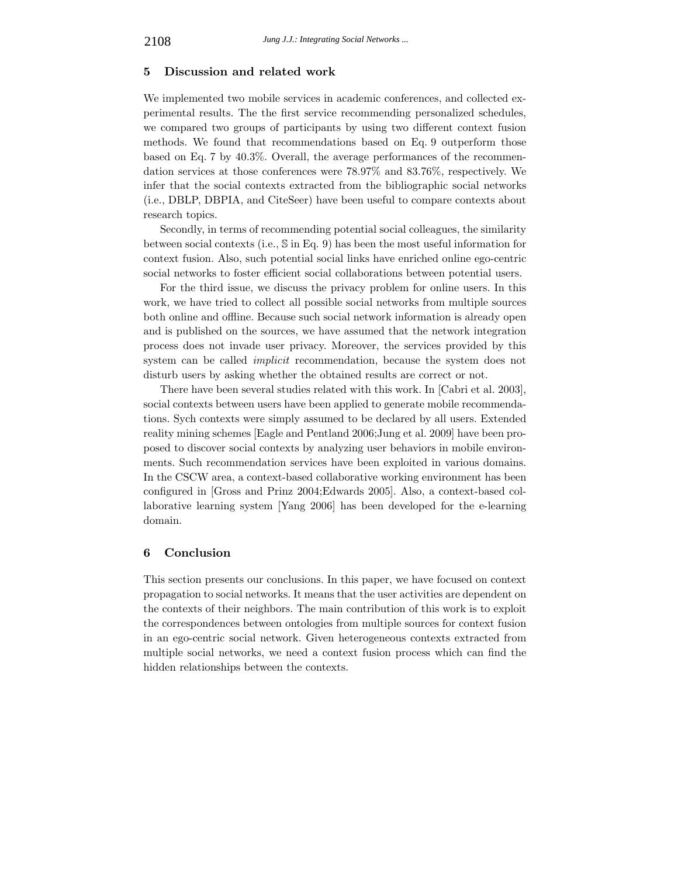## 5 Discussion and related work

We implemented two mobile services in academic conferences, and collected experimental results. The the first service recommending personalized schedules, we compared two groups of participants by using two different context fusion methods. We found that recommendations based on Eq. 9 outperform those based on Eq. 7 by 40.3%. Overall, the average performances of the recommendation services at those conferences were 78.97% and 83.76%, respectively. We infer that the social contexts extracted from the bibliographic social networks (i.e., DBLP, DBPIA, and CiteSeer) have been useful to compare contexts about research topics.

Secondly, in terms of recommending potential social colleagues, the similarity between social contexts (i.e., $\mathbb{S}$ in Eq. 9) has been the most useful information for context fusion. Also, such potential social links have enriched online ego-centric social networks to foster efficient social collaborations between potential users.

For the third issue, we discuss the privacy problem for online users. In this work, we have tried to collect all possible social networks from multiple sources both online and offline. Because such social network information is already open and is published on the sources, we have assumed that the network integration process does not invade user privacy. Moreover, the services provided by this system can be called *implicit* recommendation, because the system does not disturb users by asking whether the obtained results are correct or not.

There have been several studies related with this work. In [Cabri et al. 2003], social contexts between users have been applied to generate mobile recommendations. Sych contexts were simply assumed to be declared by all users. Extended reality mining schemes [Eagle and Pentland 2006;Jung et al. 2009] have been proposed to discover social contexts by analyzing user behaviors in mobile environments. Such recommendation services have been exploited in various domains. In the CSCW area, a context-based collaborative working environment has been configured in [Gross and Prinz 2004;Edwards 2005]. Also, a context-based collaborative learning system [Yang 2006] has been developed for the e-learning domain.

## 6 Conclusion

This section presents our conclusions. In this paper, we have focused on context propagation to social networks. It means that the user activities are dependent on the contexts of their neighbors. The main contribution of this work is to exploit the correspondences between ontologies from multiple sources for context fusion in an ego-centric social network. Given heterogeneous contexts extracted from multiple social networks, we need a context fusion process which can find the hidden relationships between the contexts.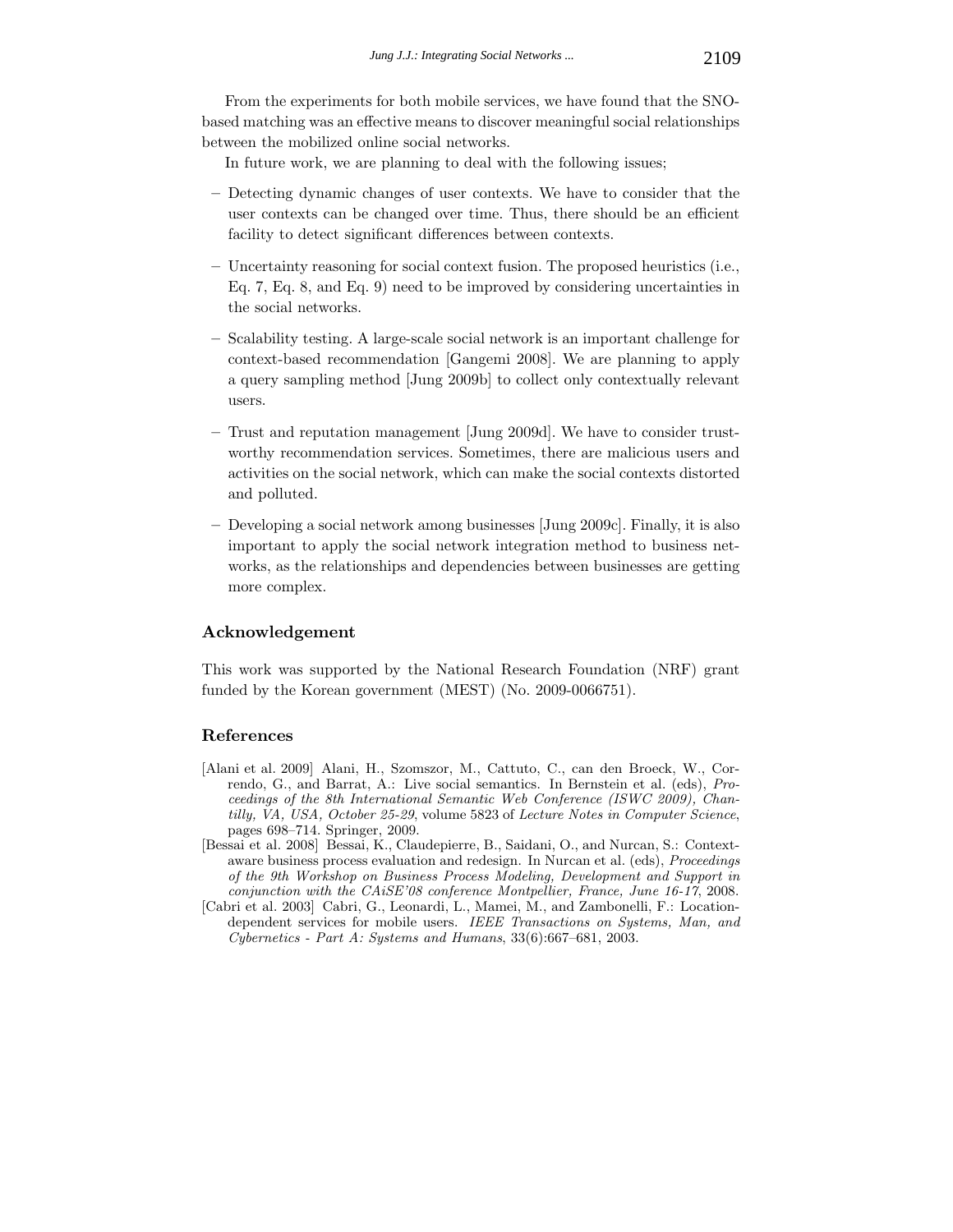From the experiments for both mobile services, we have found that the SNO-based matching was an effective means to discover meaningful social relationships between the mobilized online social networks.

In future work, we are planning to deal with the following issues;

- Detecting dynamic changes of user contexts. We have to consider that the user contexts can be changed over time. Thus, there should be an efficient facility to detect significant differences between contexts.
- Uncertainty reasoning for social context fusion. The proposed heuristics (i.e., Eq. 7, Eq. 8, and Eq. 9) need to be improved by considering uncertainties in the social networks.
- Scalability testing. A large-scale social network is an important challenge for context-based recommendation [Gangemi 2008]. We are planning to apply a query sampling method [Jung 2009b] to collect only contextually relevant users.
- Trust and reputation management [Jung 2009d]. We have to consider trustworthy recommendation services. Sometimes, there are malicious users and activities on the social network, which can make the social contexts distorted and polluted.
- Developing a social network among businesses [Jung 2009c]. Finally, it is also important to apply the social network integration method to business networks, as the relationships and dependencies between businesses are getting more complex.

## Acknowledgement

This work was supported by the National Research Foundation (NRF) grant funded by the Korean government (MEST) (No. 2009-0066751).

## References

[Alani et al. 2009] Alani, H., Szomszor, M., Cattuto, C., can den Broeck, W., Correndo, G., and Barrat, A.: Live social semantics. In Bernstein et al. (eds), *Proceedings of the 8th International Semantic Web Conference (ISWC 2009), Chantilly, VA, USA, October 25-29*, volume 5823 of *Lecture Notes in Computer Science*, pages 698–714. Springer, 2009.

[Bessai et al. 2008] Bessai, K., Claudepierre, B., Saidani, O., and Nurcan, S.: Context-aware business process evaluation and redesign. In Nurcan et al. (eds), *Proceedings of the 9th Workshop on Business Process Modeling, Development and Support in conjunction with the CAiSE'08 conference Montpellier, France, June 16-17*, 2008.

[Cabri et al. 2003] Cabri, G., Leonardi, L., Mamei, M., and Zambonelli, F.: Location-dependent services for mobile users. *IEEE Transactions on Systems, Man, and Cybernetics - Part A: Systems and Humans*, 33(6):667–681, 2003.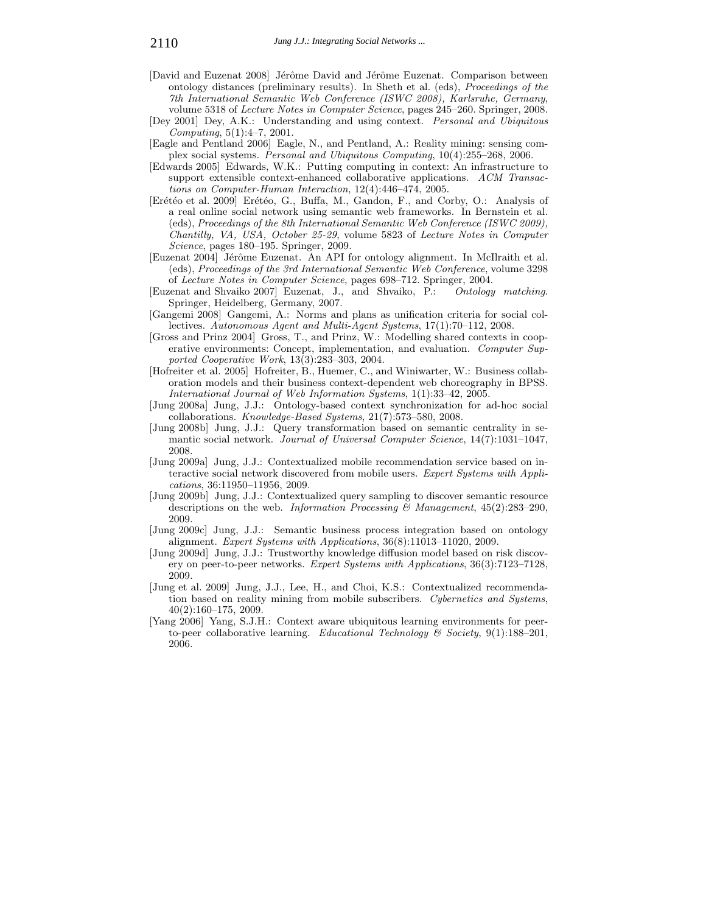[David and Euzenat 2008] Jérôme David and Jérôme Euzenat. Comparison between ontology distances (preliminary results). In Sheth et al. (eds), *Proceedings of the 7th International Semantic Web Conference (ISWC 2008), Karlsruhe, Germany*, volume 5318 of *Lecture Notes in Computer Science*, pages 245–260. Springer, 2008.

[Dey 2001] Dey, A.K.: Understanding and using context. *Personal and Ubiquitous Computing*, 5(1):4–7, 2001.

[Eagle and Pentland 2006] Eagle, N., and Pentland, A.: Reality mining: sensing complex social systems. *Personal and Ubiquitous Computing*, 10(4):255–268, 2006.

[Edwards 2005] Edwards, W.K.: Putting computing in context: An infrastructure to support extensible context-enhanced collaborative applications. *ACM Transactions on Computer-Human Interaction*, 12(4):446–474, 2005.

[Erétéo et al. 2009] Erétéo, G., Buffa, M., Gandon, F., and Corby, O.: Analysis of a real online social network using semantic web frameworks. In Bernstein et al. (eds), *Proceedings of the 8th International Semantic Web Conference (ISWC 2009), Chantilly, VA, USA, October 25-29*, volume 5823 of *Lecture Notes in Computer Science*, pages 180–195. Springer, 2009.

[Euzenat 2004] Jérôme Euzenat. An API for ontology alignment. In McIlraith et al. (eds), *Proceedings of the 3rd International Semantic Web Conference*, volume 3298 of *Lecture Notes in Computer Science*, pages 698–712. Springer, 2004.

[Euzenat and Shvaiko 2007] Euzenat, J., and Shvaiko, P.: *Ontology matching*. Springer, Heidelberg, Germany, 2007.

[Gangemi 2008] Gangemi, A.: Norms and plans as unification criteria for social collectives. *Autonomous Agent and Multi-Agent Systems*, 17(1):70–112, 2008.

[Gross and Prinz 2004] Gross, T., and Prinz, W.: Modelling shared contexts in cooperative environments: Concept, implementation, and evaluation. *Computer Supported Cooperative Work*, 13(3):283–303, 2004.

[Hofreiter et al. 2005] Hofreiter, B., Huemer, C., and Winiwarter, W.: Business collaboration models and their business context-dependent web choreography in BPSS. *International Journal of Web Information Systems*, 1(1):33–42, 2005.

[Jung 2008a] Jung, J.J.: Ontology-based context synchronization for ad-hoc social collaborations. *Knowledge-Based Systems*, 21(7):573–580, 2008.

[Jung 2008b] Jung, J.J.: Query transformation based on semantic centrality in semantic social network. *Journal of Universal Computer Science*, 14(7):1031–1047, 2008.

[Jung 2009a] Jung, J.J.: Contextualized mobile recommendation service based on interactive social network discovered from mobile users. *Expert Systems with Applications*, 36:11950–11956, 2009.

[Jung 2009b] Jung, J.J.: Contextualized query sampling to discover semantic resource descriptions on the web. *Information Processing & Management*, 45(2):283–290, 2009.

[Jung 2009c] Jung, J.J.: Semantic business process integration based on ontology alignment. *Expert Systems with Applications*, 36(8):11013–11020, 2009.

[Jung 2009d] Jung, J.J.: Trustworthy knowledge diffusion model based on risk discovery on peer-to-peer networks. *Expert Systems with Applications*, 36(3):7123–7128, 2009.

[Jung et al. 2009] Jung, J.J., Lee, H., and Choi, K.S.: Contextualized recommendation based on reality mining from mobile subscribers. *Cybernetics and Systems*, 40(2):160–175, 2009.

[Yang 2006] Yang, S.J.H.: Context aware ubiquitous learning environments for peer-to-peer collaborative learning. *Educational Technology & Society*, 9(1):188–201, 2006.